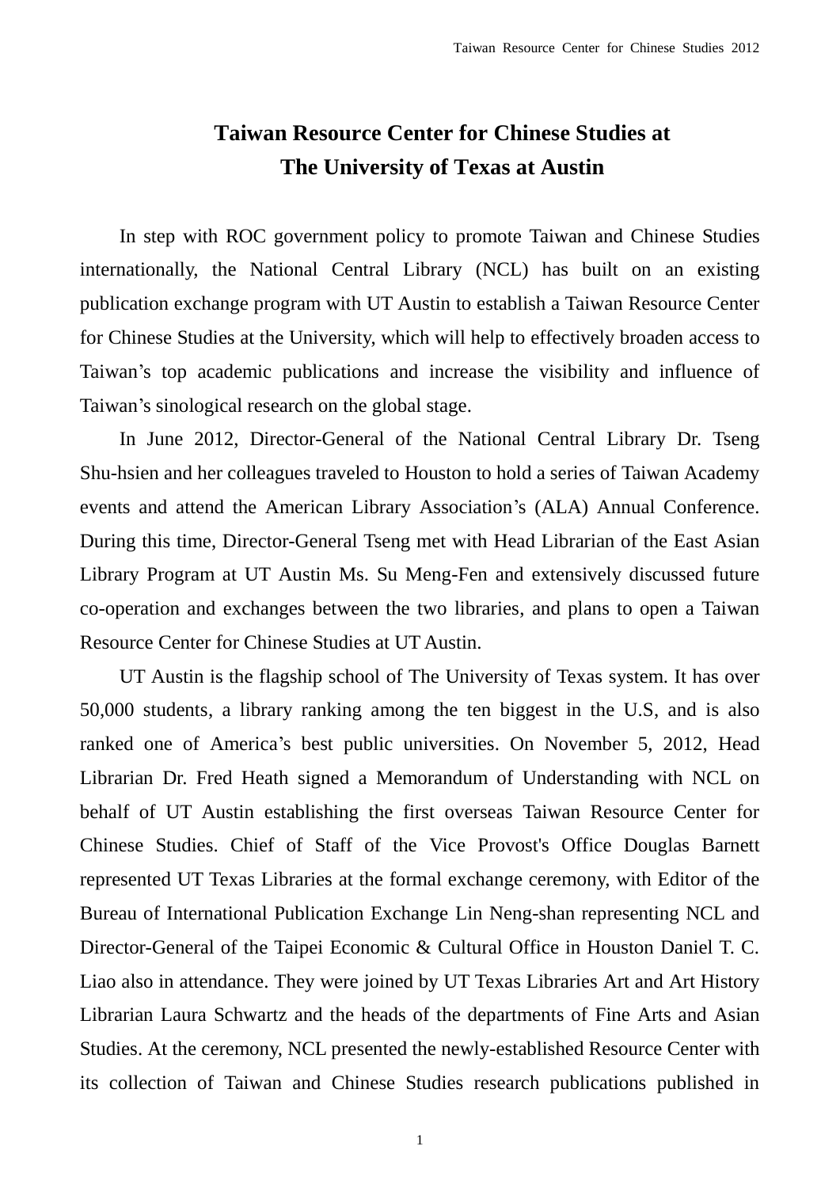# Taiwan Resource Center for Chinese Studies at The University of Texas at Austin

In step with ROC government policy to promote Taiwan and Chinese Studies internationally, the National Central Library (NCL) has built on an existing publication exchange program with UT Austin to establish a Taiwan Resource Center for Chinese Studies at the University, which will help to effectively broaden access to Taiwan's top academic publications and increase the visibility and influence of Taiwan's sinological research on the global stage.

In June 2012, Director-General of the National Central Library Dr. Tseng Shu-hsien and her colleagues traveled to Houston to hold a series of Taiwan Academy events and attend the American Library Association's (ALA) Annual Conference. During this time, Director-General Tseng met with Head Librarian of the East Asian Library Program at UT Austin Ms. Su Meng-Fen and extensively discussed future co-operation and exchanges between the two libraries, and plans to open a Taiwan Resource Center for Chinese Studies at UT Austin.

UT Austin is the flagship school of The University of Texas system. It has over 50,000 students, a library ranking among the ten biggest in the U.S, and is also ranked one of America's best public universities. On November 5, 2012, Head Librarian Dr. Fred Heath signed a Memorandum of Understanding with NCL on behalf of UT Austin establishing the first overseas Taiwan Resource Center for Chinese Studies. Chief of Staff of the Vice Provost's Office Douglas Barnett represented UT Texas Libraries at the formal exchange ceremony, with Editor of the Bureau of International Publication Exchange Lin Neng-shan representing NCL and Director-General of the Taipei Economic & Cultural Office in Houston Daniel T. C. Liao also in attendance. They were joined by UT Texas Libraries Art and Art History Librarian Laura Schwartz and the heads of the departments of Fine Arts and Asian Studies. At the ceremony, NCL presented the newly-established Resource Center with its collection of Taiwan and Chinese Studies research publications published in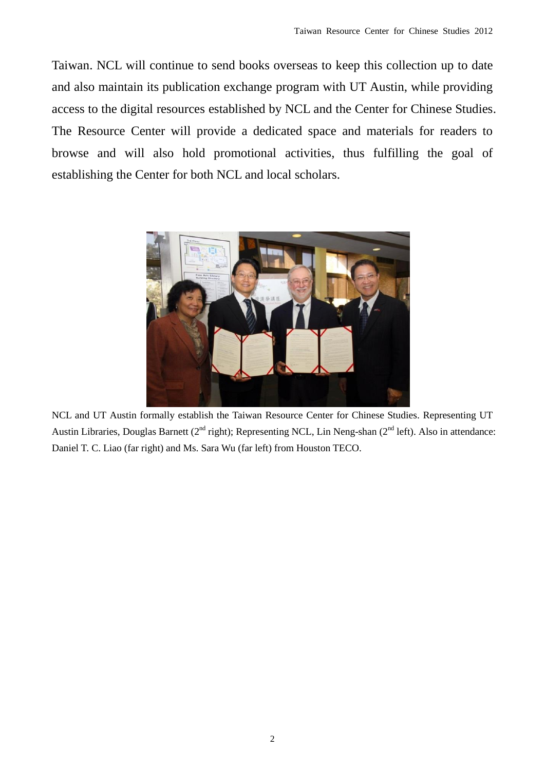Taiwan. NCL will continue to send books overseas to keep this collection up to date and also maintain its publication exchange program with UT Austin, while providing access to the digital resources established by NCL and the Center for Chinese Studies. The Resource Center will provide a dedicated space and materials for readers to browse and will also hold promotional activities, thus fulfilling the goal of establishing the Center for both NCL and local scholars.

NCL and UT Austin formally establish the Taiwan Resource Center for Chinese Studies. Representing UT Austin Libraries, Douglas Barnett (2nd right); Representing NCL, Lin Neng-shan (2nd left). Also in attendance: Daniel T. C. Liao (far right) and Ms. Sara Wu (far left) from Houston TECO.